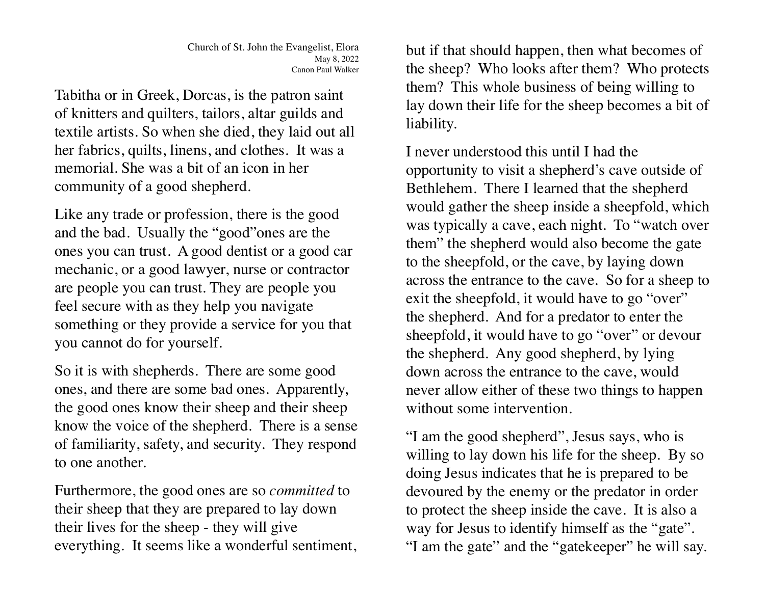Church of St. John the Evangelist, Elora
May 8, 2022
Canon Paul Walker

Tabitha or in Greek, Dorcas, is the patron saint of knitters and quilters, tailors, altar guilds and textile artists. So when she died, they laid out all her fabrics, quilts, linens, and clothes. It was a memorial. She was a bit of an icon in her community of a good shepherd.

Like any trade or profession, there is the good and the bad. Usually the "good"ones are the ones you can trust. A good dentist or a good car mechanic, or a good lawyer, nurse or contractor are people you can trust. They are people you feel secure with as they help you navigate something or they provide a service for you that you cannot do for yourself.

So it is with shepherds. There are some good ones, and there are some bad ones. Apparently, the good ones know their sheep and their sheep know the voice of the shepherd. There is a sense of familiarity, safety, and security. They respond to one another.

Furthermore, the good ones are so *committed* to their sheep that they are prepared to lay down their lives for the sheep - they will give everything. It seems like a wonderful sentiment, but if that should happen, then what becomes of the sheep? Who looks after them? Who protects them? This whole business of being willing to lay down their life for the sheep becomes a bit of liability.

I never understood this until I had the opportunity to visit a shepherd's cave outside of Bethlehem. There I learned that the shepherd would gather the sheep inside a sheepfold, which was typically a cave, each night. To "watch over them" the shepherd would also become the gate to the sheepfold, or the cave, by laying down across the entrance to the cave. So for a sheep to exit the sheepfold, it would have to go "over" the shepherd. And for a predator to enter the sheepfold, it would have to go "over" or devour the shepherd. Any good shepherd, by lying down across the entrance to the cave, would never allow either of these two things to happen without some intervention.

"I am the good shepherd", Jesus says, who is willing to lay down his life for the sheep. By so doing Jesus indicates that he is prepared to be devoured by the enemy or the predator in order to protect the sheep inside the cave. It is also a way for Jesus to identify himself as the "gate". "I am the gate" and the "gatekeeper" he will say.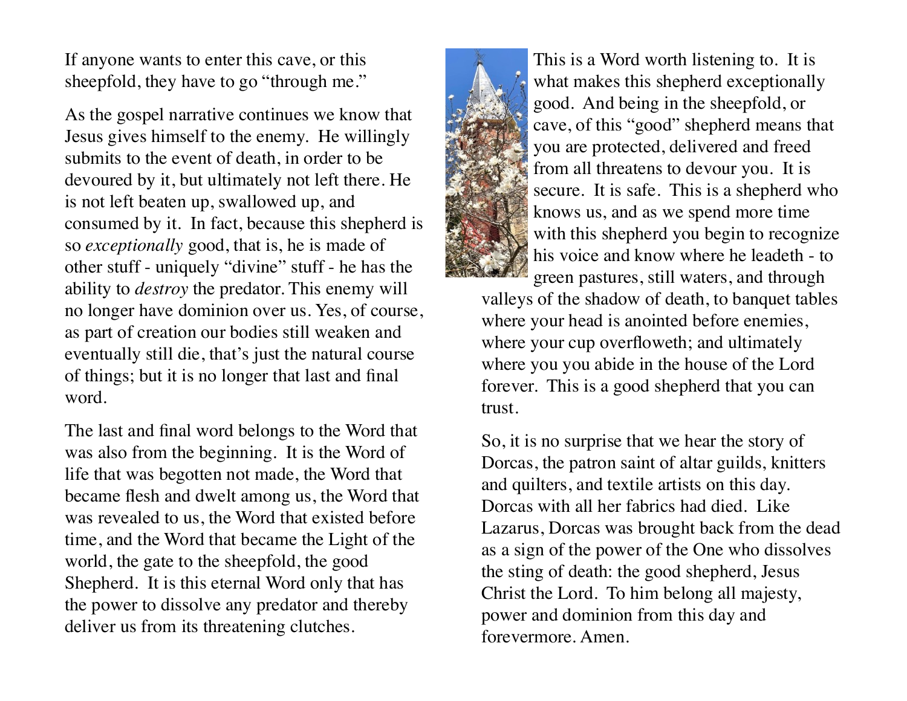If anyone wants to enter this cave, or this sheepfold, they have to go "through me."

As the gospel narrative continues we know that Jesus gives himself to the enemy. He willingly submits to the event of death, in order to be devoured by it, but ultimately not left there. He is not left beaten up, swallowed up, and consumed by it. In fact, because this shepherd is so *exceptionally* good, that is, he is made of other stuff - uniquely "divine" stuff - he has the ability to *destroy* the predator. This enemy will no longer have dominion over us. Yes, of course, as part of creation our bodies still weaken and eventually still die, that's just the natural course of things; but it is no longer that last and final word.

The last and final word belongs to the Word that was also from the beginning. It is the Word of life that was begotten not made, the Word that became flesh and dwelt among us, the Word that was revealed to us, the Word that existed before time, and the Word that became the Light of the world, the gate to the sheepfold, the good Shepherd. It is this eternal Word only that has the power to dissolve any predator and thereby deliver us from its threatening clutches.

This is a Word worth listening to. It is what makes this shepherd exceptionally good. And being in the sheepfold, or cave, of this "good" shepherd means that you are protected, delivered and freed from all threatens to devour you. It is secure. It is safe. This is a shepherd who knows us, and as we spend more time with this shepherd you begin to recognize his voice and know where he leadeth - to green pastures, still waters, and through valleys of the shadow of death, to banquet tables where your head is anointed before enemies, where your cup overfloweth; and ultimately where you you abide in the house of the Lord forever. This is a good shepherd that you can trust.

So, it is no surprise that we hear the story of Dorcas, the patron saint of altar guilds, knitters and quilters, and textile artists on this day. Dorcas with all her fabrics had died. Like Lazarus, Dorcas was brought back from the dead as a sign of the power of the One who dissolves the sting of death: the good shepherd, Jesus Christ the Lord. To him belong all majesty, power and dominion from this day and forevermore. Amen.